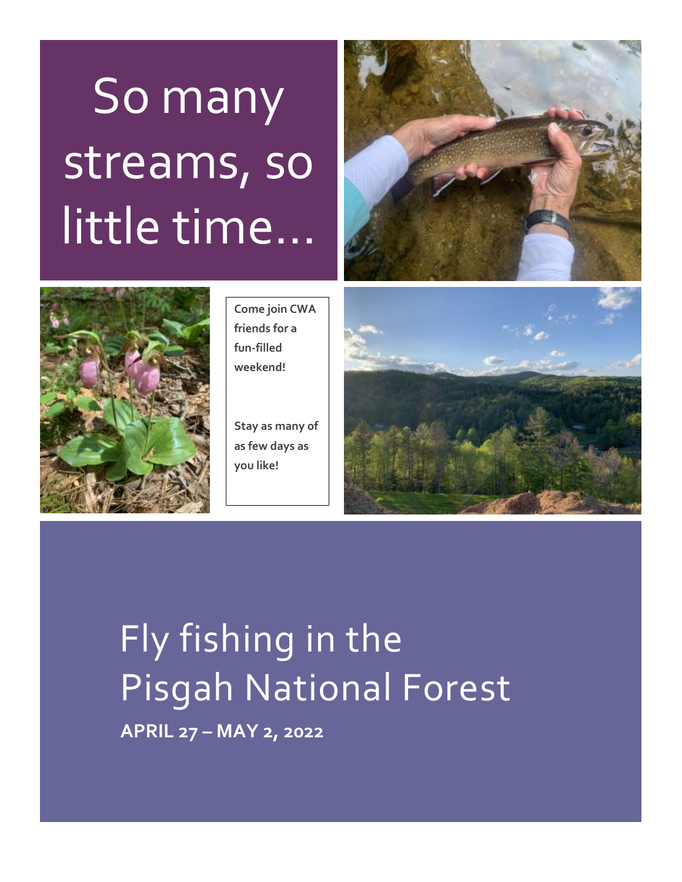# So many streams, so little time…

**Come join CWA friends for a fun-filled weekend!**

**Stay as many of as few days as you like!**

# Fly fishing in the Pisgah National Forest

**APRIL 27 – MAY 2, 2022**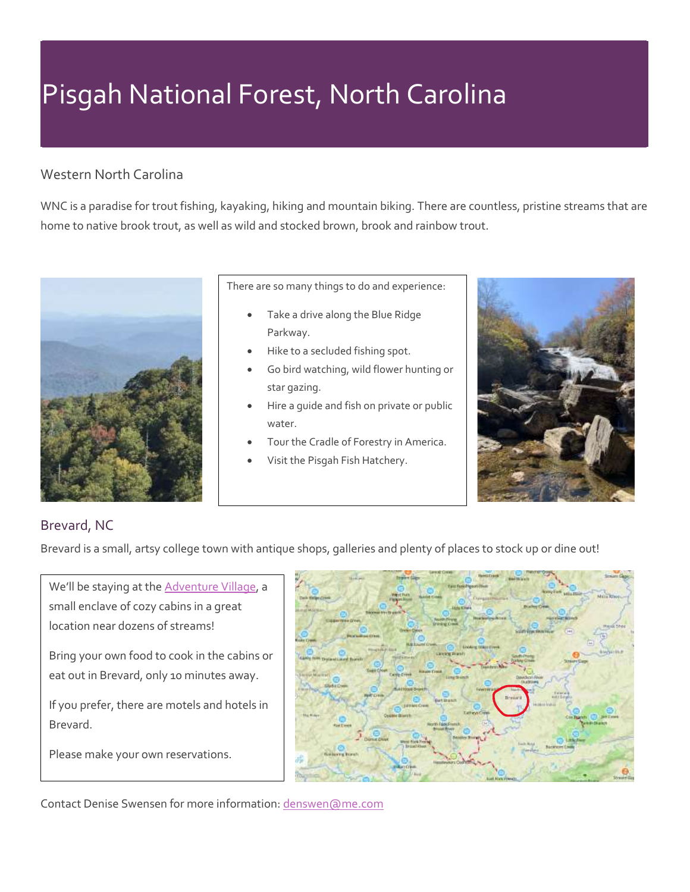# Pisgah National Forest, North Carolina

## Western North Carolina

WNC is a paradise for trout fishing, kayaking, hiking and mountain biking. There are countless, pristine streams that are home to native brook trout, as well as wild and stocked brown, brook and rainbow trout.

There are so many things to do and experience:

- Take a drive along the Blue Ridge Parkway.
- Hike to a secluded fishing spot.
- Go bird watching, wild flower hunting or star gazing.
- Hire a guide and fish on private or public water.
- Tour the Cradle of Forestry in America.
- Visit the Pisgah Fish Hatchery.

## Brevard, NC

Brevard is a small, artsy college town with antique shops, galleries and plenty of places to stock up or dine out!

We'll be staying at the Adventure Village, a small enclave of cozy cabins in a great location near dozens of streams!

Bring your own food to cook in the cabins or eat out in Brevard, only 10 minutes away.

If you prefer, there are motels and hotels in Brevard.

Please make your own reservations.

Contact Denise Swensen for more information: denswen@me.com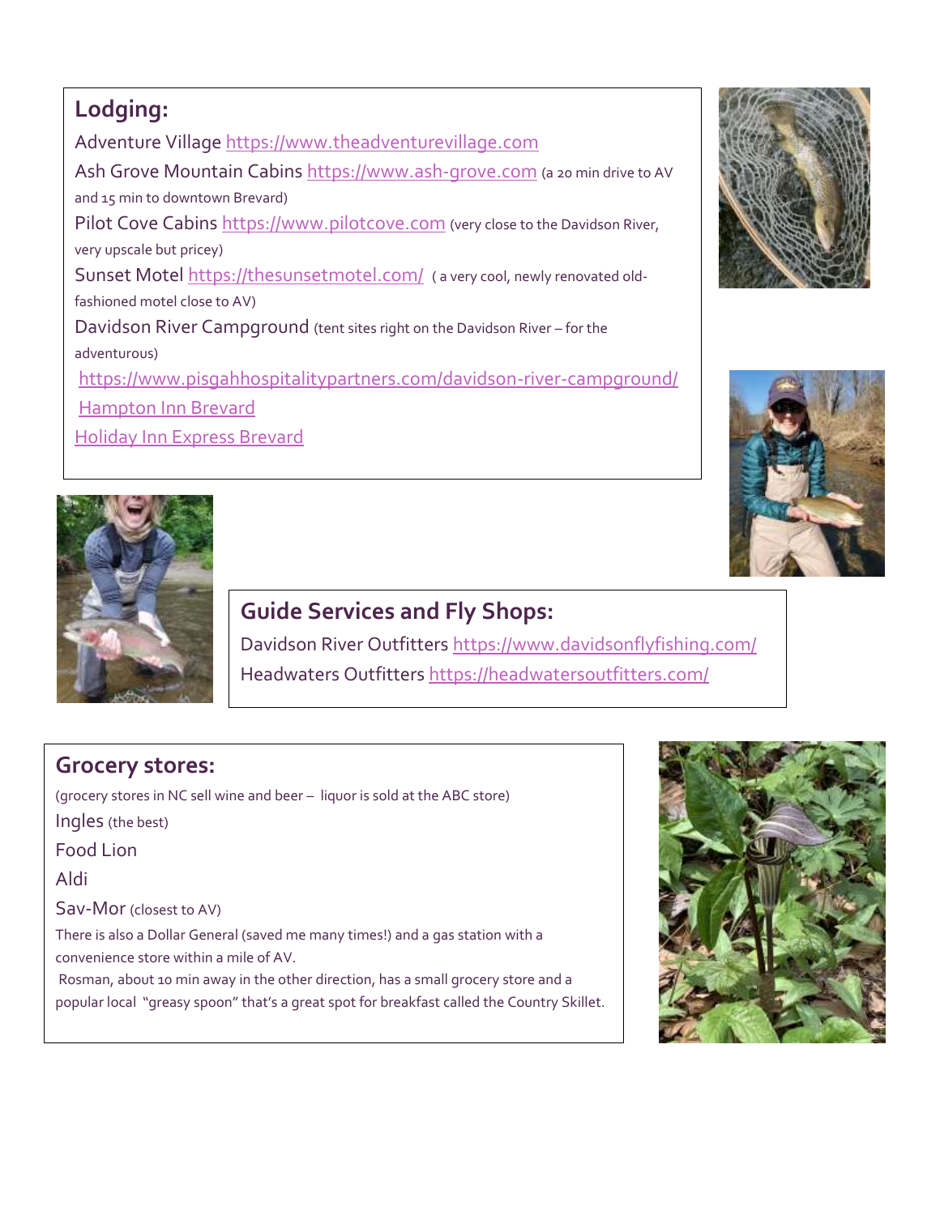## Lodging:

Adventure Village https://www.theadventurevillage.com

Ash Grove Mountain Cabins https://www.ash-grove.com (a 20 min drive to AV and 15 min to downtown Brevard)

Pilot Cove Cabins https://www.pilotcove.com (very close to the Davidson River, very upscale but pricey)

Sunset Motel https://thesunsetmotel.com/ ( a very cool, newly renovated old-fashioned motel close to AV)

Davidson River Campground (tent sites right on the Davidson River – for the adventurous)

https://www.pisgahhospitalitypartners.com/davidson-river-campground/

Hampton Inn Brevard

Holiday Inn Express Brevard

## Guide Services and Fly Shops:

Davidson River Outfitters https://www.davidsonflyfishing.com/

Headwaters Outfitters https://headwatersoutfitters.com/

## Grocery stores:

(grocery stores in NC sell wine and beer – liquor is sold at the ABC store)

Ingles (the best)

Food Lion

Aldi

Sav-Mor (closest to AV)

There is also a Dollar General (saved me many times!) and a gas station with a convenience store within a mile of AV.

Rosman, about 10 min away in the other direction, has a small grocery store and a popular local "greasy spoon" that's a great spot for breakfast called the Country Skillet.